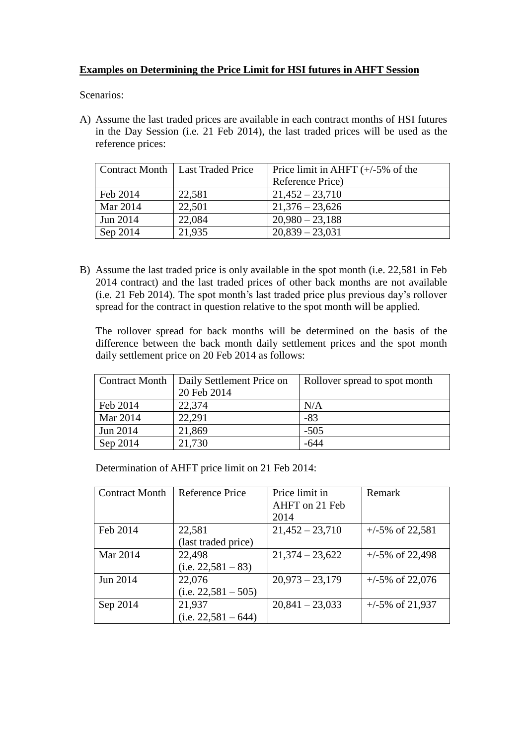**Examples on Determining the Price Limit for HSI futures in AHFT Session**

Scenarios:

A) Assume the last traded prices are available in each contract months of HSI futures in the Day Session (i.e. 21 Feb 2014), the last traded prices will be used as the reference prices:

| Contract Month | Last Traded Price | Price limit in AHFT (+/-5% of the Reference Price) |
|---|---|---|
| Feb 2014 | 22,581 | 21,452 – 23,710 |
| Mar 2014 | 22,501 | 21,376 – 23,626 |
| Jun 2014 | 22,084 | 20,980 – 23,188 |
| Sep 2014 | 21,935 | 20,839 – 23,031 |

B) Assume the last traded price is only available in the spot month (i.e. 22,581 in Feb 2014 contract) and the last traded prices of other back months are not available (i.e. 21 Feb 2014). The spot month's last traded price plus previous day's rollover spread for the contract in question relative to the spot month will be applied.

The rollover spread for back months will be determined on the basis of the difference between the back month daily settlement prices and the spot month daily settlement price on 20 Feb 2014 as follows:

| Contract Month | Daily Settlement Price on 20 Feb 2014 | Rollover spread to spot month |
|---|---|---|
| Feb 2014 | 22,374 | N/A |
| Mar 2014 | 22,291 | -83 |
| Jun 2014 | 21,869 | -505 |
| Sep 2014 | 21,730 | -644 |

Determination of AHFT price limit on 21 Feb 2014:

| Contract Month | Reference Price | Price limit in AHFT on 21 Feb 2014 | Remark |
|---|---|---|---|
| Feb 2014 | 22,581 (last traded price) | 21,452 – 23,710 | +/-5% of 22,581 |
| Mar 2014 | 22,498 (i.e. 22,581 – 83) | 21,374 – 23,622 | +/-5% of 22,498 |
| Jun 2014 | 22,076 (i.e. 22,581 – 505) | 20,973 – 23,179 | +/-5% of 22,076 |
| Sep 2014 | 21,937 (i.e. 22,581 – 644) | 20,841 – 23,033 | +/-5% of 21,937 |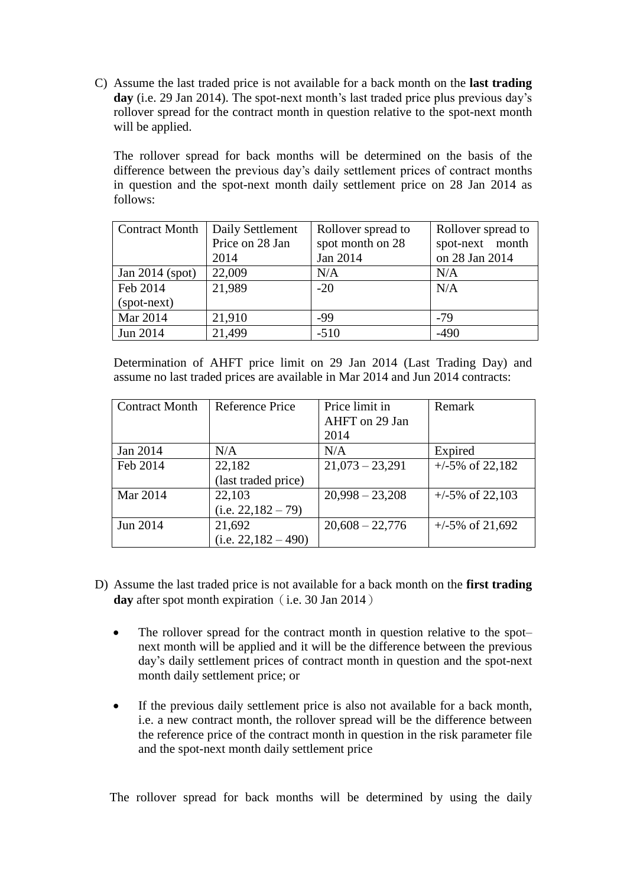C) Assume the last traded price is not available for a back month on the **last trading day** (i.e. 29 Jan 2014). The spot-next month's last traded price plus previous day's rollover spread for the contract month in question relative to the spot-next month will be applied.

   The rollover spread for back months will be determined on the basis of the difference between the previous day's daily settlement prices of contract months in question and the spot-next month daily settlement price on 28 Jan 2014 as follows:

| Contract Month | Daily Settlement Price on 28 Jan 2014 | Rollover spread to spot month on 28 Jan 2014 | Rollover spread to spot-next month on 28 Jan 2014 |
|---|---|---|---|
| Jan 2014 (spot) | 22,009 | N/A | N/A |
| Feb 2014 (spot-next) | 21,989 | -20 | N/A |
| Mar 2014 | 21,910 | -99 | -79 |
| Jun 2014 | 21,499 | -510 | -490 |

   Determination of AHFT price limit on 29 Jan 2014 (Last Trading Day) and assume no last traded prices are available in Mar 2014 and Jun 2014 contracts:

| Contract Month | Reference Price | Price limit in AHFT on 29 Jan 2014 | Remark |
|---|---|---|---|
| Jan 2014 | N/A | N/A | Expired |
| Feb 2014 | 22,182 (last traded price) | 21,073 – 23,291 | +/-5% of 22,182 |
| Mar 2014 | 22,103 (i.e. 22,182 – 79) | 20,998 – 23,208 | +/-5% of 22,103 |
| Jun 2014 | 21,692 (i.e. 22,182 – 490) | 20,608 – 22,776 | +/-5% of 21,692 |

D) Assume the last traded price is not available for a back month on the **first trading day** after spot month expiration（i.e. 30 Jan 2014）

   - The rollover spread for the contract month in question relative to the spot–next month will be applied and it will be the difference between the previous day's daily settlement prices of contract month in question and the spot-next month daily settlement price; or

   - If the previous daily settlement price is also not available for a back month, i.e. a new contract month, the rollover spread will be the difference between the reference price of the contract month in question in the risk parameter file and the spot-next month daily settlement price

The rollover spread for back months will be determined by using the daily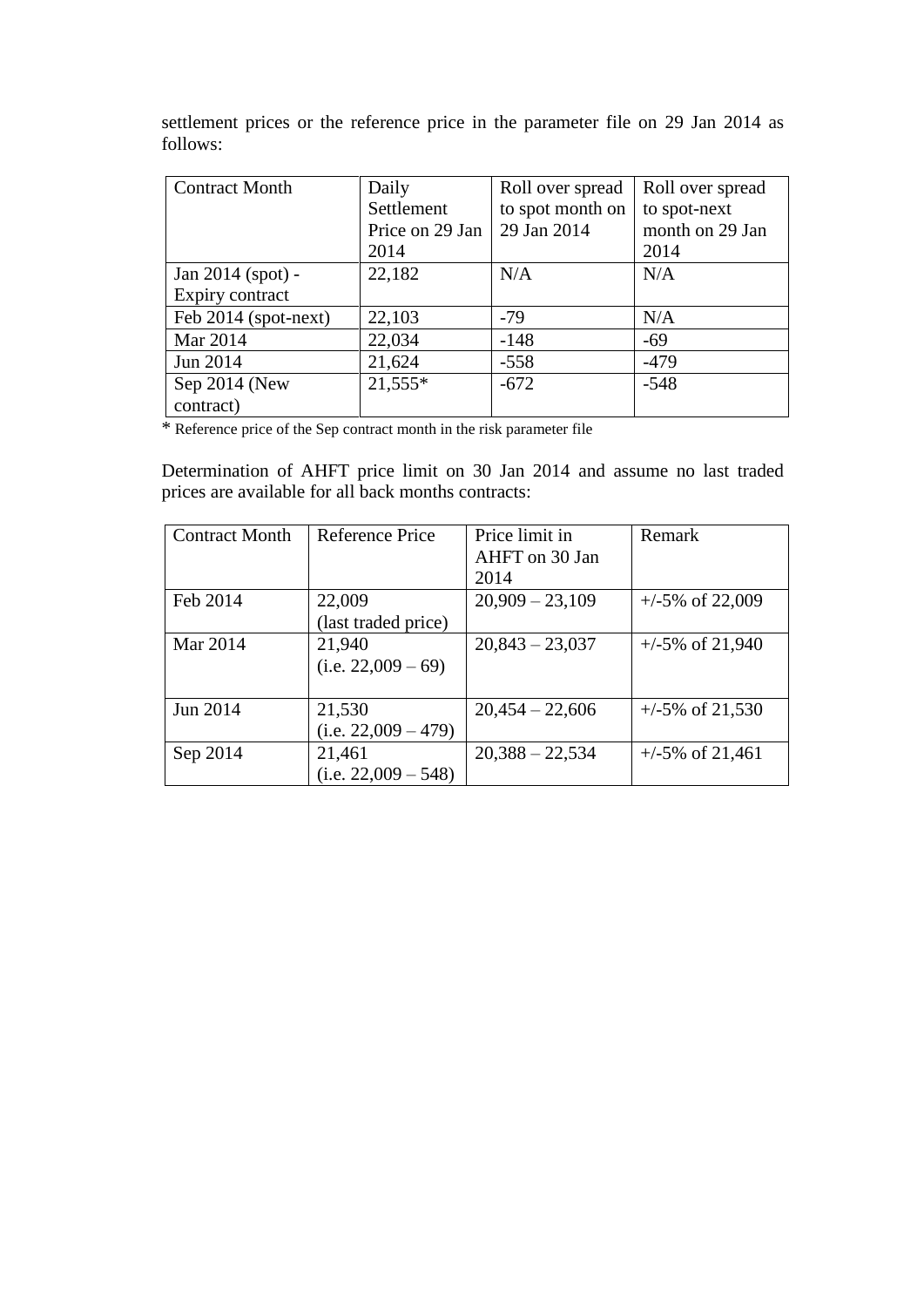settlement prices or the reference price in the parameter file on 29 Jan 2014 as follows:

| Contract Month | Daily Settlement Price on 29 Jan 2014 | Roll over spread to spot month on 29 Jan 2014 | Roll over spread to spot-next month on 29 Jan 2014 |
|---|---|---|---|
| Jan 2014 (spot) - Expiry contract | 22,182 | N/A | N/A |
| Feb 2014 (spot-next) | 22,103 | -79 | N/A |
| Mar 2014 | 22,034 | -148 | -69 |
| Jun 2014 | 21,624 | -558 | -479 |
| Sep 2014 (New contract) | 21,555* | -672 | -548 |

* Reference price of the Sep contract month in the risk parameter file

Determination of AHFT price limit on 30 Jan 2014 and assume no last traded prices are available for all back months contracts:

| Contract Month | Reference Price | Price limit in AHFT on 30 Jan 2014 | Remark |
|---|---|---|---|
| Feb 2014 | 22,009 (last traded price) | 20,909 – 23,109 | +/-5% of 22,009 |
| Mar 2014 | 21,940 (i.e. 22,009 – 69) | 20,843 – 23,037 | +/-5% of 21,940 |
| Jun 2014 | 21,530 (i.e. 22,009 – 479) | 20,454 – 22,606 | +/-5% of 21,530 |
| Sep 2014 | 21,461 (i.e. 22,009 – 548) | 20,388 – 22,534 | +/-5% of 21,461 |